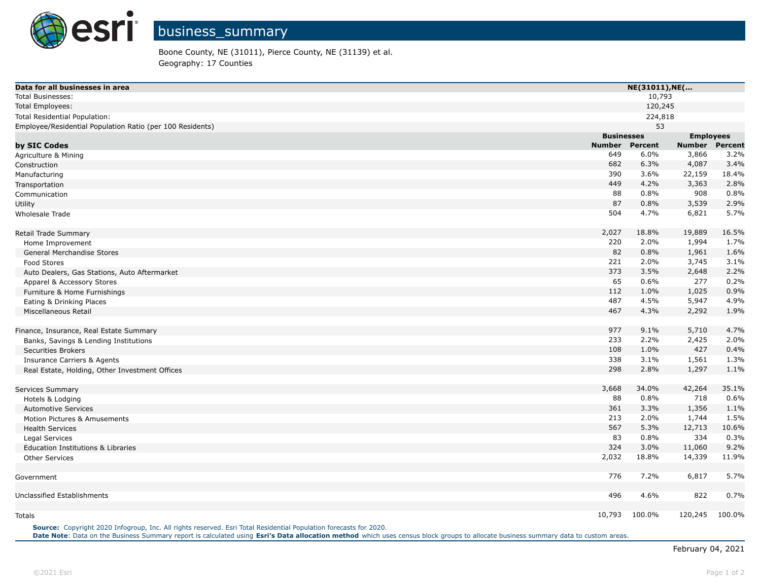# business_summary

Boone County, NE (31011), Pierce County, NE (31139) et al.
Geography: 17 Counties

| Data for all businesses in area | NE(31011),NE(... | | | |
|---|---|---|---|---|
| Total Businesses: | 10,793 | | | |
| Total Employees: | 120,245 | | | |
| Total Residential Population: | 224,818 | | | |
| Employee/Residential Population Ratio (per 100 Residents) | 53 | | | |
| | **Businesses** | | **Employees** | |
| **by SIC Codes** | **Number** | **Percent** | **Number** | **Percent** |
| Agriculture & Mining | 649 | 6.0% | 3,866 | 3.2% |
| Construction | 682 | 6.3% | 4,087 | 3.4% |
| Manufacturing | 390 | 3.6% | 22,159 | 18.4% |
| Transportation | 449 | 4.2% | 3,363 | 2.8% |
| Communication | 88 | 0.8% | 908 | 0.8% |
| Utility | 87 | 0.8% | 3,539 | 2.9% |
| Wholesale Trade | 504 | 4.7% | 6,821 | 5.7% |
| | | | | |
| Retail Trade Summary | 2,027 | 18.8% | 19,889 | 16.5% |
| Home Improvement | 220 | 2.0% | 1,994 | 1.7% |
| General Merchandise Stores | 82 | 0.8% | 1,961 | 1.6% |
| Food Stores | 221 | 2.0% | 3,745 | 3.1% |
| Auto Dealers, Gas Stations, Auto Aftermarket | 373 | 3.5% | 2,648 | 2.2% |
| Apparel & Accessory Stores | 65 | 0.6% | 277 | 0.2% |
| Furniture & Home Furnishings | 112 | 1.0% | 1,025 | 0.9% |
| Eating & Drinking Places | 487 | 4.5% | 5,947 | 4.9% |
| Miscellaneous Retail | 467 | 4.3% | 2,292 | 1.9% |
| | | | | |
| Finance, Insurance, Real Estate Summary | 977 | 9.1% | 5,710 | 4.7% |
| Banks, Savings & Lending Institutions | 233 | 2.2% | 2,425 | 2.0% |
| Securities Brokers | 108 | 1.0% | 427 | 0.4% |
| Insurance Carriers & Agents | 338 | 3.1% | 1,561 | 1.3% |
| Real Estate, Holding, Other Investment Offices | 298 | 2.8% | 1,297 | 1.1% |
| | | | | |
| Services Summary | 3,668 | 34.0% | 42,264 | 35.1% |
| Hotels & Lodging | 88 | 0.8% | 718 | 0.6% |
| Automotive Services | 361 | 3.3% | 1,356 | 1.1% |
| Motion Pictures & Amusements | 213 | 2.0% | 1,744 | 1.5% |
| Health Services | 567 | 5.3% | 12,713 | 10.6% |
| Legal Services | 83 | 0.8% | 334 | 0.3% |
| Education Institutions & Libraries | 324 | 3.0% | 11,060 | 9.2% |
| Other Services | 2,032 | 18.8% | 14,339 | 11.9% |
| | | | | |
| Government | 776 | 7.2% | 6,817 | 5.7% |
| | | | | |
| Unclassified Establishments | 496 | 4.6% | 822 | 0.7% |
| | | | | |
| Totals | 10,793 | 100.0% | 120,245 | 100.0% |

**Source:** Copyright 2020 Infogroup, Inc. All rights reserved. Esri Total Residential Population forecasts for 2020.
**Date Note**: Data on the Business Summary report is calculated using **Esri's Data allocation method** which uses census block groups to allocate business summary data to custom areas.

February 04, 2021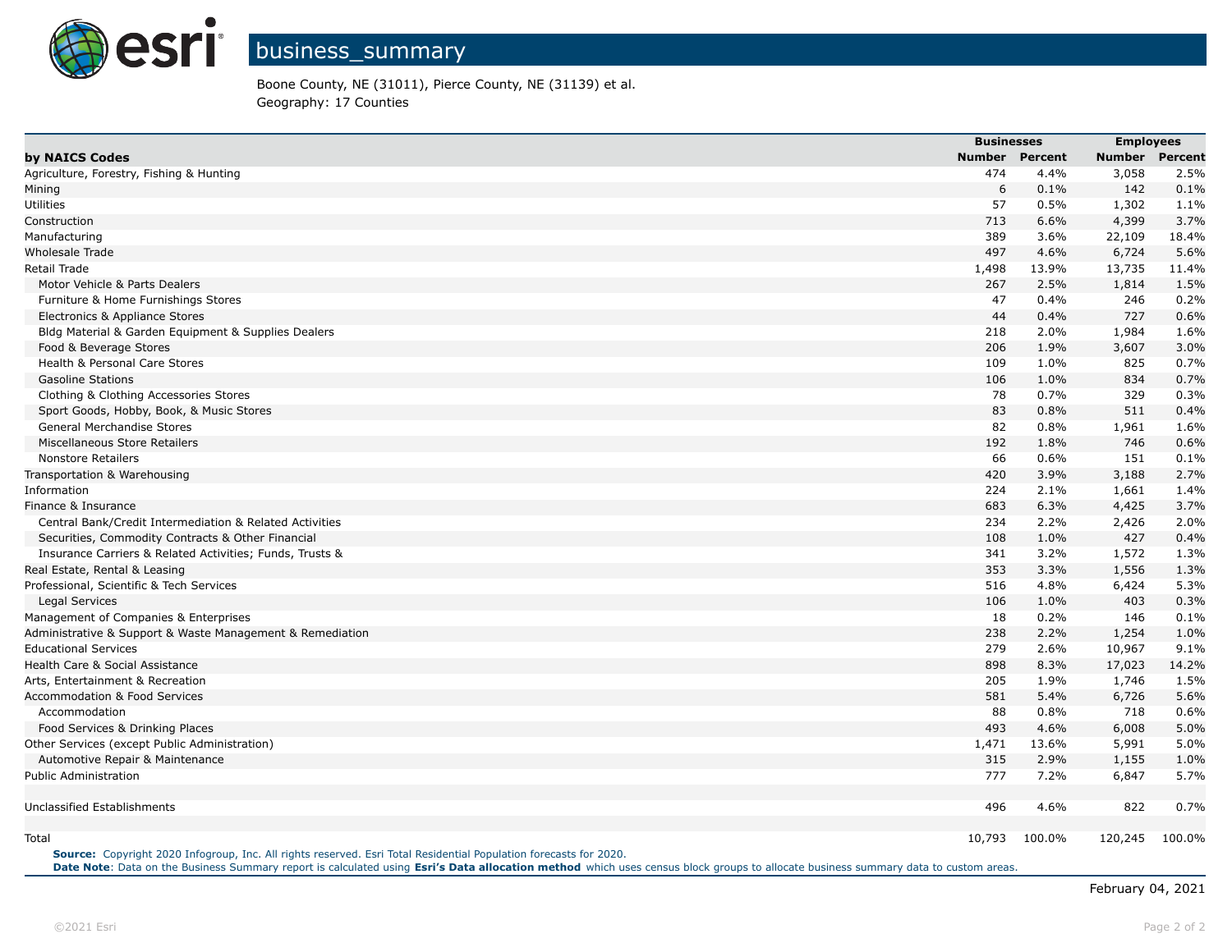# business_summary

Boone County, NE (31011), Pierce County, NE (31139) et al.
Geography: 17 Counties

| | Businesses | | Employees | |
|---|---|---|---|---|
| **by NAICS Codes** | **Number** | **Percent** | **Number** | **Percent** |
| Agriculture, Forestry, Fishing & Hunting | 474 | 4.4% | 3,058 | 2.5% |
| Mining | 6 | 0.1% | 142 | 0.1% |
| Utilities | 57 | 0.5% | 1,302 | 1.1% |
| Construction | 713 | 6.6% | 4,399 | 3.7% |
| Manufacturing | 389 | 3.6% | 22,109 | 18.4% |
| Wholesale Trade | 497 | 4.6% | 6,724 | 5.6% |
| Retail Trade | 1,498 | 13.9% | 13,735 | 11.4% |
| Motor Vehicle & Parts Dealers | 267 | 2.5% | 1,814 | 1.5% |
| Furniture & Home Furnishings Stores | 47 | 0.4% | 246 | 0.2% |
| Electronics & Appliance Stores | 44 | 0.4% | 727 | 0.6% |
| Bldg Material & Garden Equipment & Supplies Dealers | 218 | 2.0% | 1,984 | 1.6% |
| Food & Beverage Stores | 206 | 1.9% | 3,607 | 3.0% |
| Health & Personal Care Stores | 109 | 1.0% | 825 | 0.7% |
| Gasoline Stations | 106 | 1.0% | 834 | 0.7% |
| Clothing & Clothing Accessories Stores | 78 | 0.7% | 329 | 0.3% |
| Sport Goods, Hobby, Book, & Music Stores | 83 | 0.8% | 511 | 0.4% |
| General Merchandise Stores | 82 | 0.8% | 1,961 | 1.6% |
| Miscellaneous Store Retailers | 192 | 1.8% | 746 | 0.6% |
| Nonstore Retailers | 66 | 0.6% | 151 | 0.1% |
| Transportation & Warehousing | 420 | 3.9% | 3,188 | 2.7% |
| Information | 224 | 2.1% | 1,661 | 1.4% |
| Finance & Insurance | 683 | 6.3% | 4,425 | 3.7% |
| Central Bank/Credit Intermediation & Related Activities | 234 | 2.2% | 2,426 | 2.0% |
| Securities, Commodity Contracts & Other Financial | 108 | 1.0% | 427 | 0.4% |
| Insurance Carriers & Related Activities; Funds, Trusts & | 341 | 3.2% | 1,572 | 1.3% |
| Real Estate, Rental & Leasing | 353 | 3.3% | 1,556 | 1.3% |
| Professional, Scientific & Tech Services | 516 | 4.8% | 6,424 | 5.3% |
| Legal Services | 106 | 1.0% | 403 | 0.3% |
| Management of Companies & Enterprises | 18 | 0.2% | 146 | 0.1% |
| Administrative & Support & Waste Management & Remediation | 238 | 2.2% | 1,254 | 1.0% |
| Educational Services | 279 | 2.6% | 10,967 | 9.1% |
| Health Care & Social Assistance | 898 | 8.3% | 17,023 | 14.2% |
| Arts, Entertainment & Recreation | 205 | 1.9% | 1,746 | 1.5% |
| Accommodation & Food Services | 581 | 5.4% | 6,726 | 5.6% |
| Accommodation | 88 | 0.8% | 718 | 0.6% |
| Food Services & Drinking Places | 493 | 4.6% | 6,008 | 5.0% |
| Other Services (except Public Administration) | 1,471 | 13.6% | 5,991 | 5.0% |
| Automotive Repair & Maintenance | 315 | 2.9% | 1,155 | 1.0% |
| Public Administration | 777 | 7.2% | 6,847 | 5.7% |
| | | | | |
| Unclassified Establishments | 496 | 4.6% | 822 | 0.7% |
| | | | | |
| Total | 10,793 | 100.0% | 120,245 | 100.0% |

**Source:** Copyright 2020 Infogroup, Inc. All rights reserved. Esri Total Residential Population forecasts for 2020.
**Date Note**: Data on the Business Summary report is calculated using **Esri's Data allocation method** which uses census block groups to allocate business summary data to custom areas.

February 04, 2021

©2021 Esri